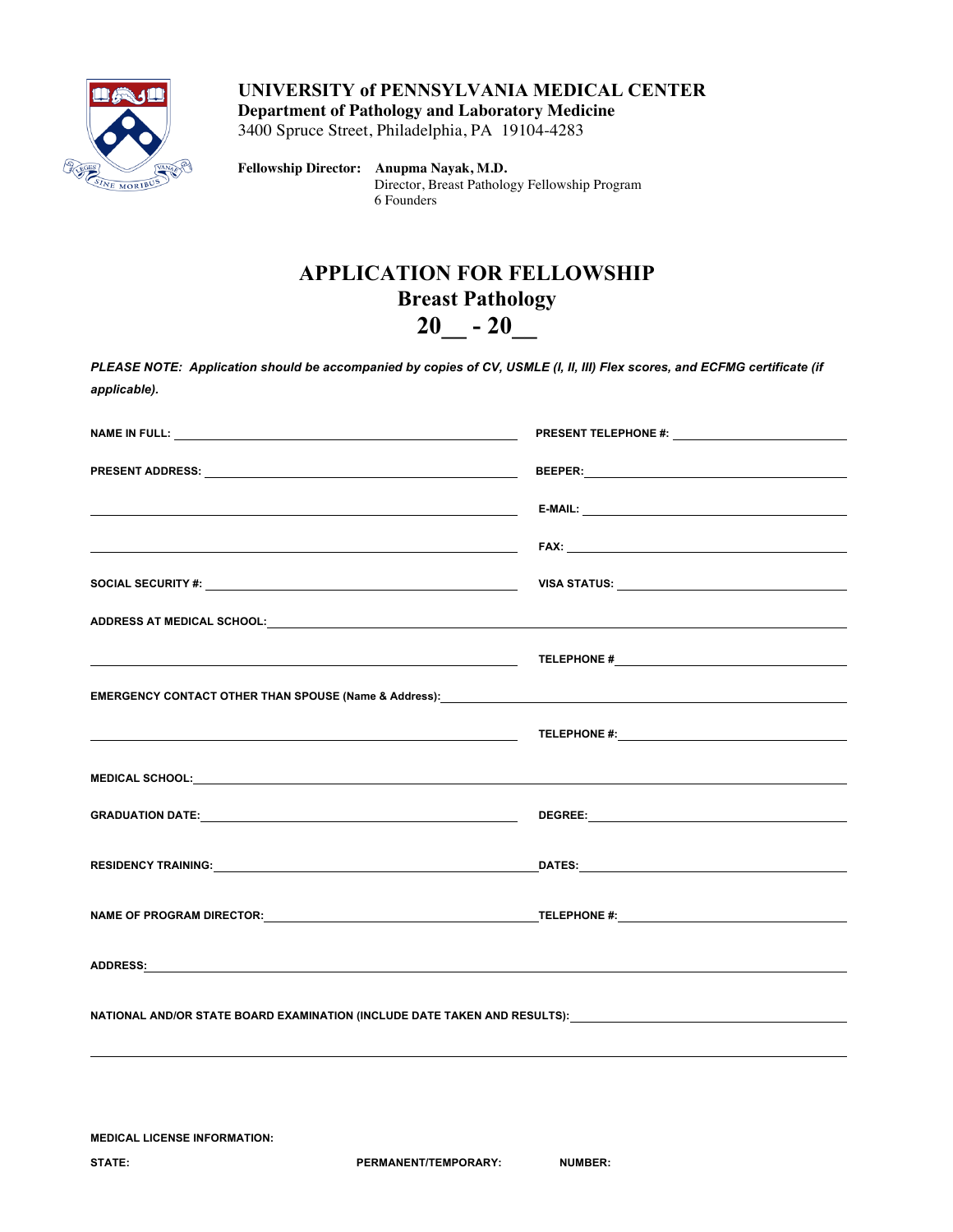**UNIVERSITY of PENNSYLVANIA MEDICAL CENTER**
**Department of Pathology and Laboratory Medicine**
3400 Spruce Street, Philadelphia, PA 19104-4283

**Fellowship Director:** **Anupma Nayak, M.D.**
Director, Breast Pathology Fellowship Program
6 Founders

# APPLICATION FOR FELLOWSHIP
## Breast Pathology
## 20__ - 20__

***PLEASE NOTE: Application should be accompanied by copies of CV, USMLE (I, II, III) Flex scores, and ECFMG certificate (if applicable).***

**NAME IN FULL:** ______________________ **PRESENT TELEPHONE #:** ______________________

**PRESENT ADDRESS:** ______________________ **BEEPER:** ______________________

______________________ **E-MAIL:** ______________________

______________________ **FAX:** ______________________

**SOCIAL SECURITY #:** ______________________ **VISA STATUS:** ______________________

**ADDRESS AT MEDICAL SCHOOL:** ______________________

______________________ **TELEPHONE #** ______________________

**EMERGENCY CONTACT OTHER THAN SPOUSE (Name & Address):** ______________________

______________________ **TELEPHONE #:** ______________________

**MEDICAL SCHOOL:** ______________________

**GRADUATION DATE:** ______________________ **DEGREE:** ______________________

**RESIDENCY TRAINING:** ______________________ **DATES:** ______________________

**NAME OF PROGRAM DIRECTOR:** ______________________ **TELEPHONE #:** ______________________

**ADDRESS:** ______________________

**NATIONAL AND/OR STATE BOARD EXAMINATION (INCLUDE DATE TAKEN AND RESULTS):** ______________________

______________________

**MEDICAL LICENSE INFORMATION:**

| STATE: | PERMANENT/TEMPORARY: | NUMBER: |
|---|---|---|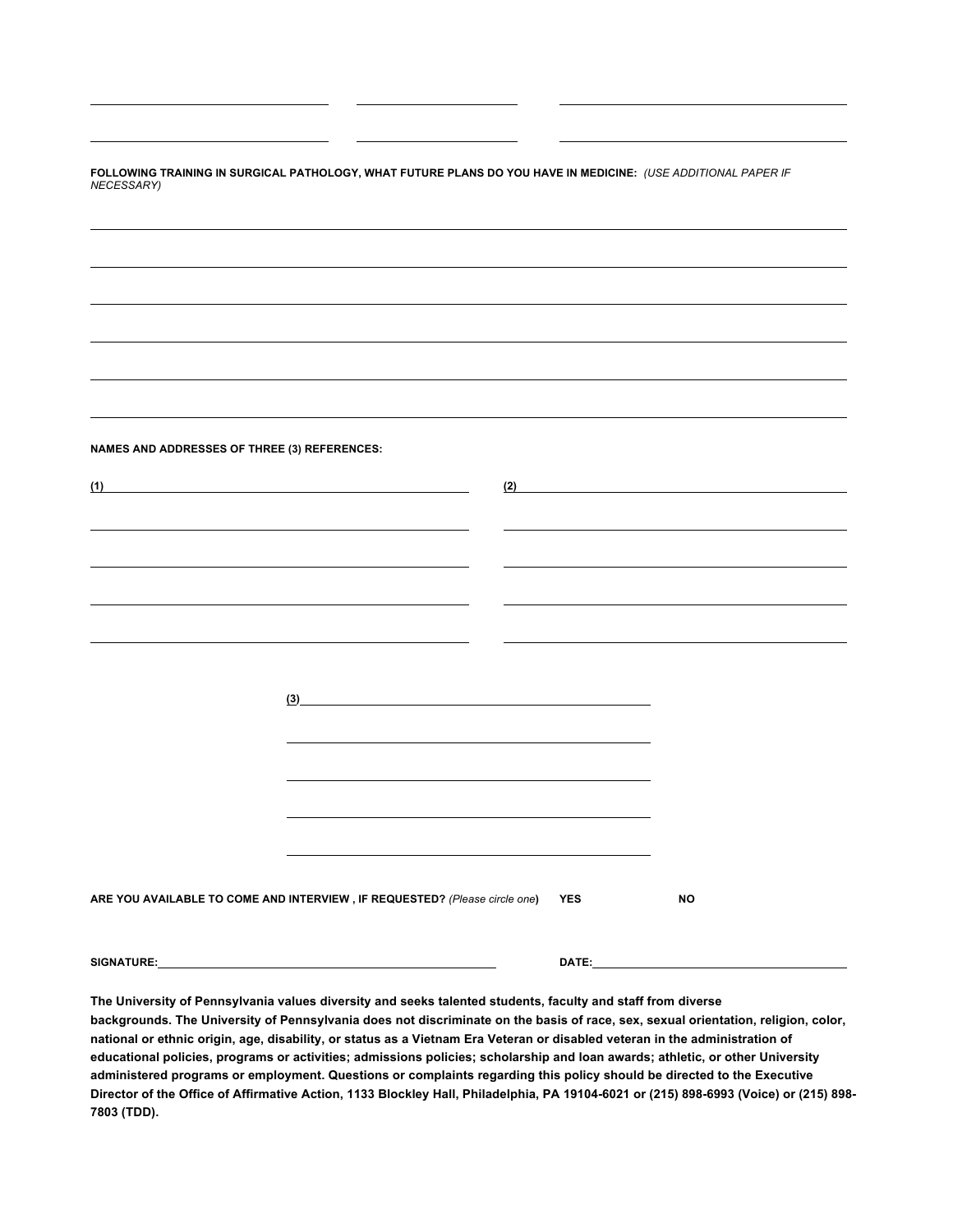**FOLLOWING TRAINING IN SURGICAL PATHOLOGY, WHAT FUTURE PLANS DO YOU HAVE IN MEDICINE:** *(USE ADDITIONAL PAPER IF NECESSARY)*

**NAMES AND ADDRESSES OF THREE (3) REFERENCES:**

**(1)**

**(2)**

**(3)**

**ARE YOU AVAILABLE TO COME AND INTERVIEW , IF REQUESTED?** *(Please circle one)* **YES NO**

**SIGNATURE:** **DATE:**

**The University of Pennsylvania values diversity and seeks talented students, faculty and staff from diverse backgrounds. The University of Pennsylvania does not discriminate on the basis of race, sex, sexual orientation, religion, color, national or ethnic origin, age, disability, or status as a Vietnam Era Veteran or disabled veteran in the administration of educational policies, programs or activities; admissions policies; scholarship and loan awards; athletic, or other University administered programs or employment. Questions or complaints regarding this policy should be directed to the Executive Director of the Office of Affirmative Action, 1133 Blockley Hall, Philadelphia, PA 19104-6021 or (215) 898-6993 (Voice) or (215) 898-7803 (TDD).**